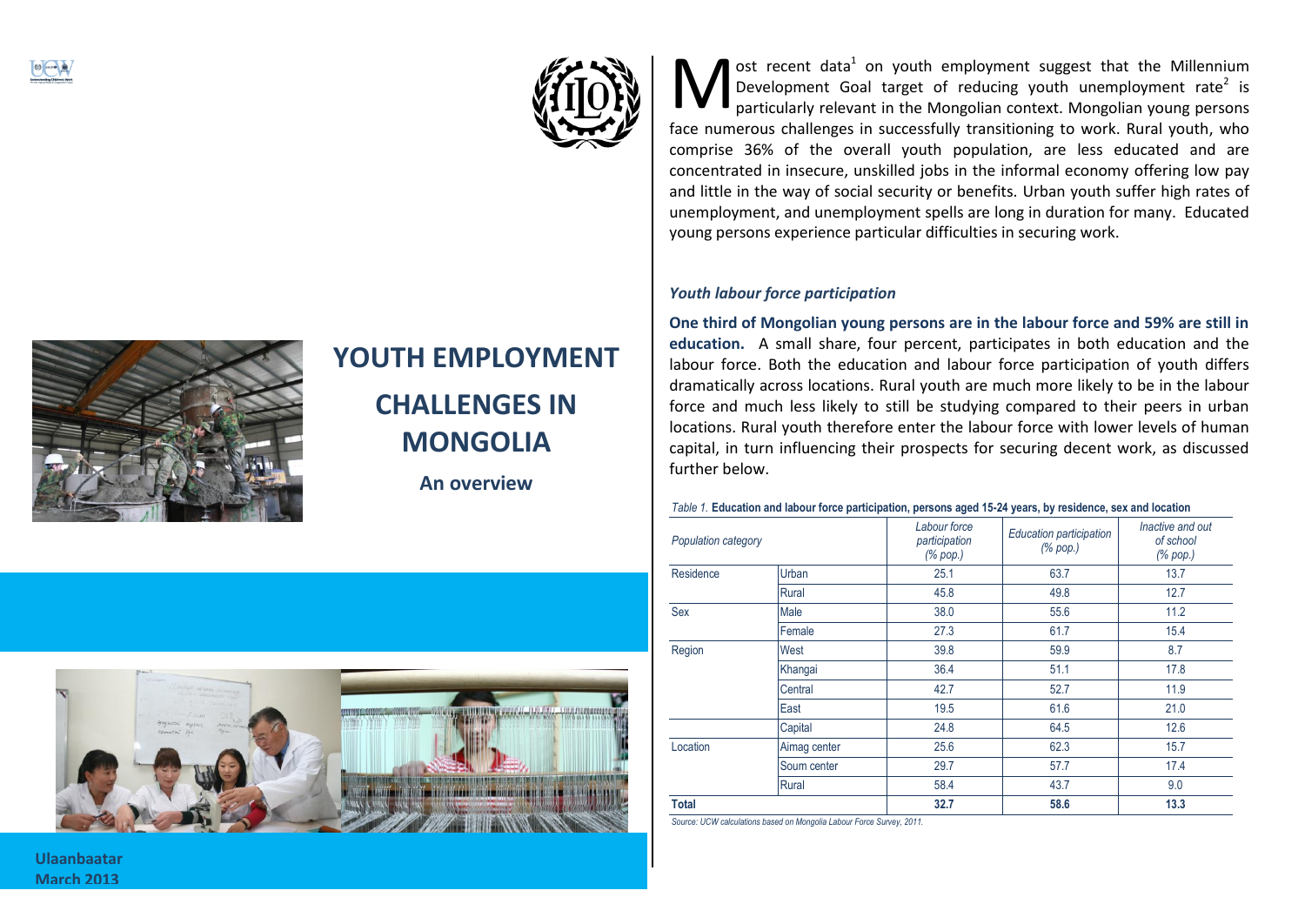# YOUTH EMPLOYMENT CHALLENGES IN MONGOLIA

## An overview

Ulaanbaatar
March 2013

Most recent data[1] on youth employment suggest that the Millennium Development Goal target of reducing youth unemployment rate[2] is particularly relevant in the Mongolian context. Mongolian young persons face numerous challenges in successfully transitioning to work. Rural youth, who comprise 36% of the overall youth population, are less educated and are concentrated in insecure, unskilled jobs in the informal economy offering low pay and little in the way of social security or benefits. Urban youth suffer high rates of unemployment, and unemployment spells are long in duration for many. Educated young persons experience particular difficulties in securing work.

### *Youth labour force participation*

**One third of Mongolian young persons are in the labour force and 59% are still in education.** A small share, four percent, participates in both education and the labour force. Both the education and labour force participation of youth differs dramatically across locations. Rural youth are much more likely to be in the labour force and much less likely to still be studying compared to their peers in urban locations. Rural youth therefore enter the labour force with lower levels of human capital, in turn influencing their prospects for securing decent work, as discussed further below.

*Table 1.* **Education and labour force participation, persons aged 15-24 years, by residence, sex and location**

| *Population category* | | *Labour force participation (% pop.)* | *Education participation (% pop.)* | *Inactive and out of school (% pop.)* |
|---|---|---|---|---|
| Residence | Urban | 25.1 | 63.7 | 13.7 |
| | Rural | 45.8 | 49.8 | 12.7 |
| Sex | Male | 38.0 | 55.6 | 11.2 |
| | Female | 27.3 | 61.7 | 15.4 |
| Region | West | 39.8 | 59.9 | 8.7 |
| | Khangai | 36.4 | 51.1 | 17.8 |
| | Central | 42.7 | 52.7 | 11.9 |
| | East | 19.5 | 61.6 | 21.0 |
| | Capital | 24.8 | 64.5 | 12.6 |
| Location | Aimag center | 25.6 | 62.3 | 15.7 |
| | Soum center | 29.7 | 57.7 | 17.4 |
| | Rural | 58.4 | 43.7 | 9.0 |
| **Total** | | **32.7** | **58.6** | **13.3** |

*Source: UCW calculations based on Mongolia Labour Force Survey, 2011.*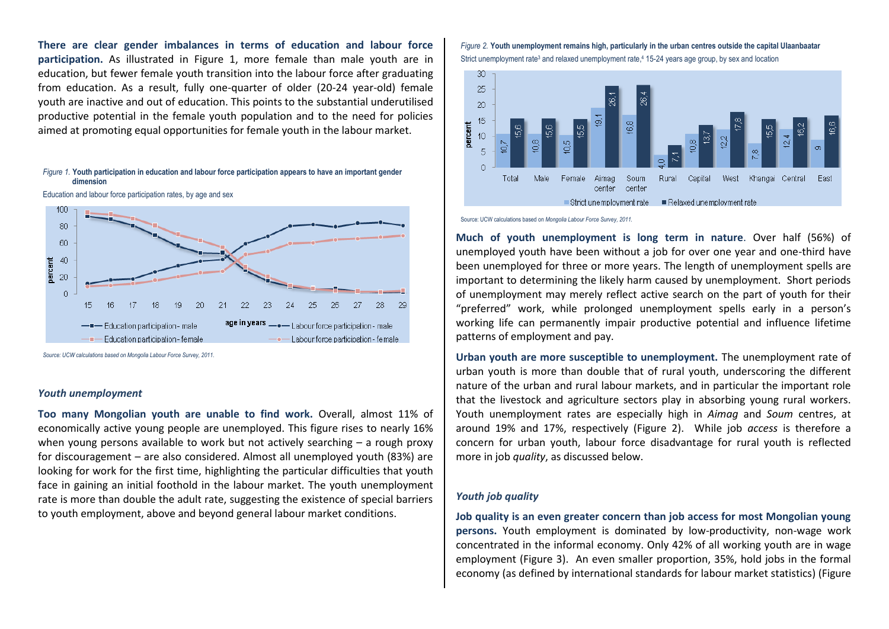**There are clear gender imbalances in terms of education and labour force participation.** As illustrated in Figure 1, more female than male youth are in education, but fewer female youth transition into the labour force after graduating from education. As a result, fully one-quarter of older (20-24 year-old) female youth are inactive and out of education. This points to the substantial underutilised productive potential in the female youth population and to the need for policies aimed at promoting equal opportunities for female youth in the labour market.

*Figure 1.* **Youth participation in education and labour force participation appears to have an important gender dimension**

Education and labour force participation rates, by age and sex

*Source: UCW calculations based on Mongolia Labour Force Survey, 2011.*

### *Youth unemployment*

**Too many Mongolian youth are unable to find work.** Overall, almost 11% of economically active young people are unemployed. This figure rises to nearly 16% when young persons available to work but not actively searching – a rough proxy for discouragement – are also considered. Almost all unemployed youth (83%) are looking for work for the first time, highlighting the particular difficulties that youth face in gaining an initial foothold in the labour market. The youth unemployment rate is more than double the adult rate, suggesting the existence of special barriers to youth employment, above and beyond general labour market conditions.

*Figure 2.* **Youth unemployment remains high, particularly in the urban centres outside the capital Ulaanbaatar**

Strict unemployment rate[3] and relaxed unemployment rate,[4] 15-24 years age group, by sex and location

| | Total | Male | Female | Aimag center | Soum center | Rural | Capital | West | Khangai | Central | East |
|---|---|---|---|---|---|---|---|---|---|---|---|
| Strict unemployment rate | 10,7 | 10,8 | 10,5 | 19,1 | 16,8 | 4,0 | 10,8 | 12,2 | 7,8 | 12,4 | 9 |
| Relaxed unemployment rate | 15,6 | 15,6 | 15,5 | 26,1 | 26,4 | 7,1 | 13,7 | 17,8 | 15,5 | 16,2 | 16,6 |

Source: UCW calculations based on *Mongolia Labour Force Survey, 2011.*

**Much of youth unemployment is long term in nature**. Over half (56%) of unemployed youth have been without a job for over one year and one-third have been unemployed for three or more years. The length of unemployment spells are important to determining the likely harm caused by unemployment. Short periods of unemployment may merely reflect active search on the part of youth for their "preferred" work, while prolonged unemployment spells early in a person's working life can permanently impair productive potential and influence lifetime patterns of employment and pay.

**Urban youth are more susceptible to unemployment.** The unemployment rate of urban youth is more than double that of rural youth, underscoring the different nature of the urban and rural labour markets, and in particular the important role that the livestock and agriculture sectors play in absorbing young rural workers. Youth unemployment rates are especially high in *Aimag* and *Soum* centres, at around 19% and 17%, respectively (Figure 2). While job *access* is therefore a concern for urban youth, labour force disadvantage for rural youth is reflected more in job *quality*, as discussed below.

### *Youth job quality*

**Job quality is an even greater concern than job access for most Mongolian young persons.** Youth employment is dominated by low-productivity, non-wage work concentrated in the informal economy. Only 42% of all working youth are in wage employment (Figure 3). An even smaller proportion, 35%, hold jobs in the formal economy (as defined by international standards for labour market statistics) (Figure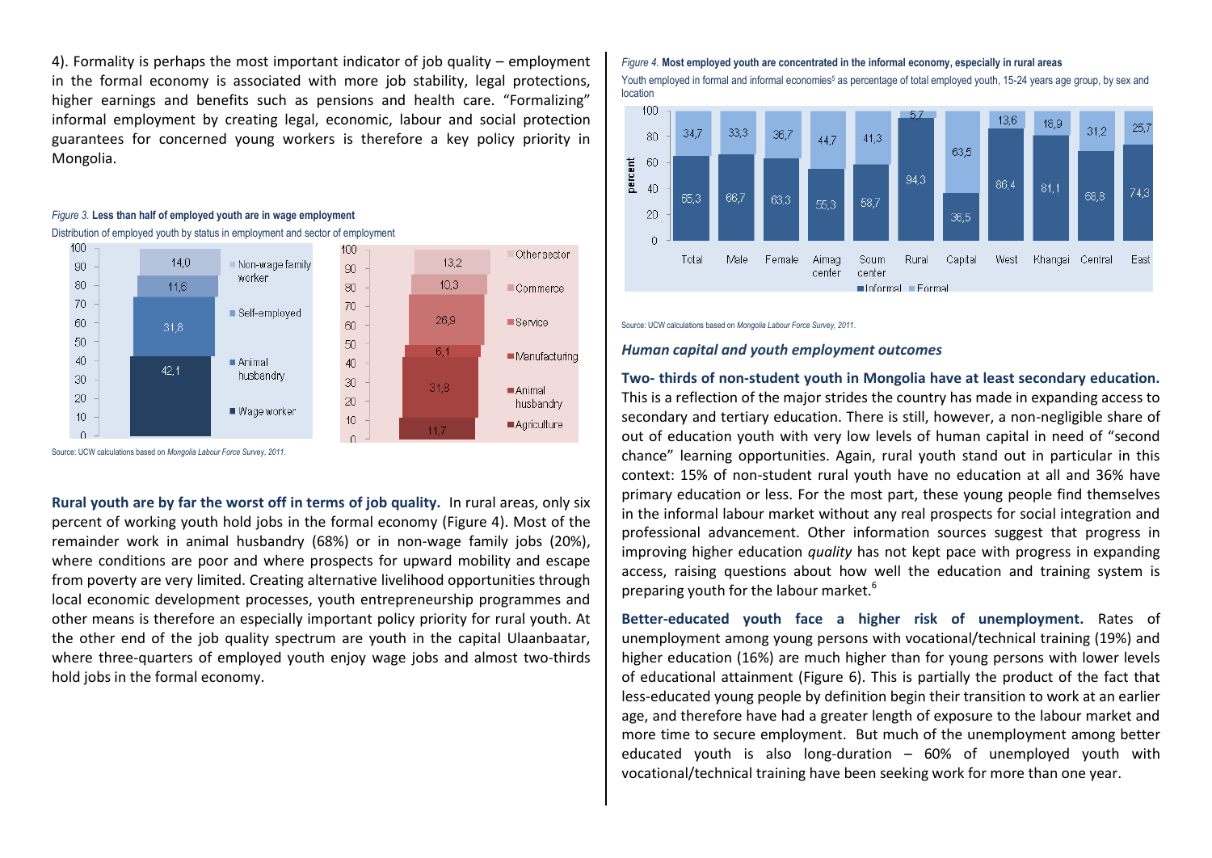4). Formality is perhaps the most important indicator of job quality – employment in the formal economy is associated with more job stability, legal protections, higher earnings and benefits such as pensions and health care. "Formalizing" informal employment by creating legal, economic, labour and social protection guarantees for concerned young workers is therefore a key policy priority in Mongolia.

*Figure 3.* **Less than half of employed youth are in wage employment**

Distribution of employed youth by status in employment and sector of employment

| Status in employment | % |
| --- | --- |
| Non-wage family worker | 14,0 |
| Self-employed | 11,6 |
| Animal husbandry | 31,8 |
| Wage worker | 42,1 |

| Sector of employment | % |
| --- | --- |
| Other sector | 13,2 |
| Commerce | 10,3 |
| Service | 26,9 |
| Manufacturing | 6,1 |
| Animal husbandry | 31,8 |
| Agriculture | 11,7 |

Source: UCW calculations based on *Mongolia Labour Force Survey, 2011*.

**Rural youth are by far the worst off in terms of job quality.** In rural areas, only six percent of working youth hold jobs in the formal economy (Figure 4). Most of the remainder work in animal husbandry (68%) or in non-wage family jobs (20%), where conditions are poor and where prospects for upward mobility and escape from poverty are very limited. Creating alternative livelihood opportunities through local economic development processes, youth entrepreneurship programmes and other means is therefore an especially important policy priority for rural youth. At the other end of the job quality spectrum are youth in the capital Ulaanbaatar, where three-quarters of employed youth enjoy wage jobs and almost two-thirds hold jobs in the formal economy.

*Figure 4.* **Most employed youth are concentrated in the informal economy, especially in rural areas**

Youth employed in formal and informal economies[5] as percentage of total employed youth, 15-24 years age group, by sex and location

| | Total | Male | Female | Aimag center | Soum center | Rural | Capital | West | Khangai | Central | East |
| --- | --- | --- | --- | --- | --- | --- | --- | --- | --- | --- | --- |
| Informal | 65,3 | 66,7 | 63,3 | 55,3 | 58,7 | 94,3 | 36,5 | 86,4 | 81,1 | 68,8 | 74,3 |
| Formal | 34,7 | 33,3 | 36,7 | 44,7 | 41,3 | 5,7 | 63,5 | 13,6 | 18,9 | 31,2 | 25,7 |

Source: UCW calculations based on *Mongolia Labour Force Survey, 2011*.

### *Human capital and youth employment outcomes*

**Two- thirds of non-student youth in Mongolia have at least secondary education.** This is a reflection of the major strides the country has made in expanding access to secondary and tertiary education. There is still, however, a non-negligible share of out of education youth with very low levels of human capital in need of "second chance" learning opportunities. Again, rural youth stand out in particular in this context: 15% of non-student rural youth have no education at all and 36% have primary education or less. For the most part, these young people find themselves in the informal labour market without any real prospects for social integration and professional advancement. Other information sources suggest that progress in improving higher education *quality* has not kept pace with progress in expanding access, raising questions about how well the education and training system is preparing youth for the labour market.[6]

**Better-educated youth face a higher risk of unemployment.** Rates of unemployment among young persons with vocational/technical training (19%) and higher education (16%) are much higher than for young persons with lower levels of educational attainment (Figure 6). This is partially the product of the fact that less-educated young people by definition begin their transition to work at an earlier age, and therefore have had a greater length of exposure to the labour market and more time to secure employment. But much of the unemployment among better educated youth is also long-duration – 60% of unemployed youth with vocational/technical training have been seeking work for more than one year.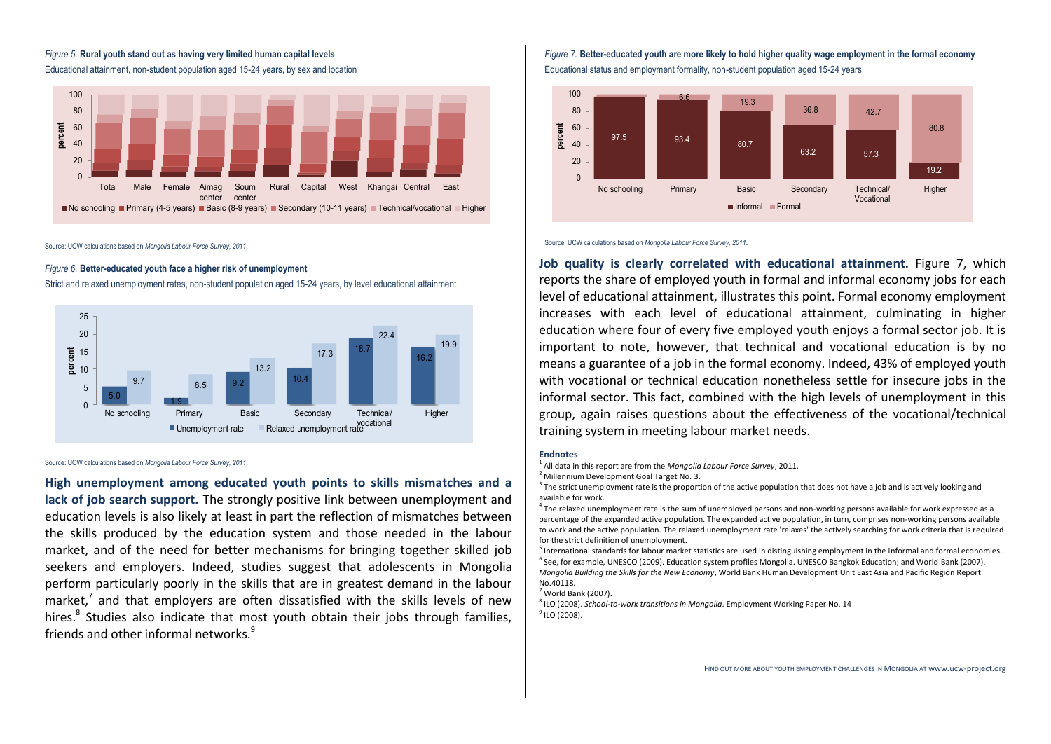*Figure 5.* **Rural youth stand out as having very limited human capital levels**

Educational attainment, non-student population aged 15-24 years, by sex and location

100
80
60
40
20
0

percent

Total Male Female Aimag center Soum center Rural Capital West Khangai Central East

No schooling Primary (4-5 years) Basic (8-9 years) Secondary (10-11 years) Technical/vocational Higher

Source: UCW calculations based on *Mongolia Labour Force Survey, 2011*.

*Figure 6.* **Better-educated youth face a higher risk of unemployment**

Strict and relaxed unemployment rates, non-student population aged 15-24 years, by level educational attainment

25
20
15
10
5
0

percent

5.0 9.7 1.9 8.5 9.2 13.2 10.4 17.3 18.7 22.4 16.2 19.9

No schooling Primary Basic Secondary Technical/ vocational Higher

Unemployment rate Relaxed unemployment rate

Source: UCW calculations based on *Mongolia Labour Force Survey, 2011*.

**High unemployment among educated youth points to skills mismatches and a lack of job search support.** The strongly positive link between unemployment and education levels is also likely at least in part the reflection of mismatches between the skills produced by the education system and those needed in the labour market, and of the need for better mechanisms for bringing together skilled job seekers and employers. Indeed, studies suggest that adolescents in Mongolia perform particularly poorly in the skills that are in greatest demand in the labour market,[7] and that employers are often dissatisfied with the skills levels of new hires.[8] Studies also indicate that most youth obtain their jobs through families, friends and other informal networks.[9]

*Figure 7.* **Better-educated youth are more likely to hold higher quality wage employment in the formal economy**

Educational status and employment formality, non-student population aged 15-24 years

100
80
60
40
20
0

percent

97.5 93.4 6.6 80.7 19.3 63.2 36.8 57.3 42.7 19.2 80.8

No schooling Primary Basic Secondary Technical/ Vocational Higher

Informal Formal

Source: UCW calculations based on *Mongolia Labour Force Survey, 2011*.

**Job quality is clearly correlated with educational attainment.** Figure 7, which reports the share of employed youth in formal and informal economy jobs for each level of educational attainment, illustrates this point. Formal economy employment increases with each level of educational attainment, culminating in higher education where four of every five employed youth enjoys a formal sector job. It is important to note, however, that technical and vocational education is by no means a guarantee of a job in the formal economy. Indeed, 43% of employed youth with vocational or technical education nonetheless settle for insecure jobs in the informal sector. This fact, combined with the high levels of unemployment in this group, again raises questions about the effectiveness of the vocational/technical training system in meeting labour market needs.

**Endnotes**

[1] All data in this report are from the *Mongolia Labour Force Survey*, 2011.

[2] Millennium Development Goal Target No. 3.

[3] The strict unemployment rate is the proportion of the active population that does not have a job and is actively looking and available for work.

[4] The relaxed unemployment rate is the sum of unemployed persons and non-working persons available for work expressed as a percentage of the expanded active population. The expanded active population, in turn, comprises non-working persons available to work and the active population. The relaxed unemployment rate 'relaxes' the actively searching for work criteria that is required for the strict definition of unemployment.

[5] International standards for labour market statistics are used in distinguishing employment in the informal and formal economies.

[6] See, for example, UNESCO (2009). Education system profiles Mongolia. UNESCO Bangkok Education; and World Bank (2007). *Mongolia Building the Skills for the New Economy*, World Bank Human Development Unit East Asia and Pacific Region Report No.40118.

[7] World Bank (2007).

[8] ILO (2008). *School-to-work transitions in Mongolia*. Employment Working Paper No. 14

[9] ILO (2008).

FIND OUT MORE ABOUT YOUTH EMPLOYMENT CHALLENGES IN MONGOLIA AT www.ucw-project.org